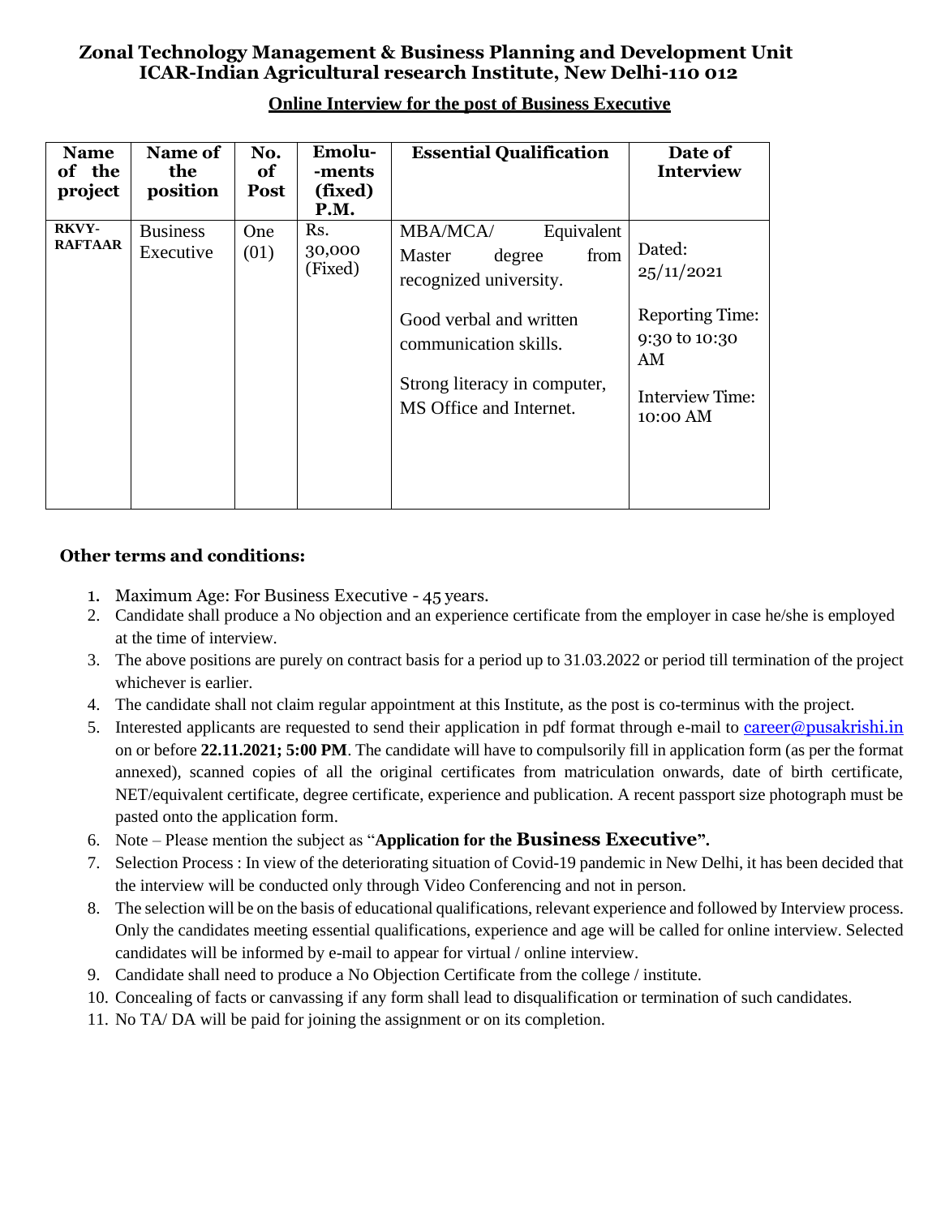# Zonal Technology Management & Business Planning and Development Unit
# ICAR-Indian Agricultural research Institute, New Delhi-110 012

**Online Interview for the post of Business Executive**

| Name of the project | Name of the position | No. of Post | Emolu--ments (fixed) P.M. | Essential Qualification | Date of Interview |
|---|---|---|---|---|---|
| RKVY-RAFTAAR | Business Executive | One (01) | Rs. 30,000 (Fixed) | MBA/MCA/ Equivalent Master degree from recognized university.<br><br>Good verbal and written communication skills.<br><br>Strong literacy in computer, MS Office and Internet. | Dated: 25/11/2021<br><br>Reporting Time: 9:30 to 10:30 AM<br><br>Interview Time: 10:00 AM |

### Other terms and conditions:

1. Maximum Age: For Business Executive - 45 years.
2. Candidate shall produce a No objection and an experience certificate from the employer in case he/she is employed at the time of interview.
3. The above positions are purely on contract basis for a period up to 31.03.2022 or period till termination of the project whichever is earlier.
4. The candidate shall not claim regular appointment at this Institute, as the post is co-terminus with the project.
5. Interested applicants are requested to send their application in pdf format through e-mail to career@pusakrishi.in on or before **22.11.2021; 5:00 PM**. The candidate will have to compulsorily fill in application form (as per the format annexed), scanned copies of all the original certificates from matriculation onwards, date of birth certificate, NET/equivalent certificate, degree certificate, experience and publication. A recent passport size photograph must be pasted onto the application form.
6. Note – Please mention the subject as "**Application for the Business Executive".**
7. Selection Process : In view of the deteriorating situation of Covid-19 pandemic in New Delhi, it has been decided that the interview will be conducted only through Video Conferencing and not in person.
8. The selection will be on the basis of educational qualifications, relevant experience and followed by Interview process. Only the candidates meeting essential qualifications, experience and age will be called for online interview. Selected candidates will be informed by e-mail to appear for virtual / online interview.
9. Candidate shall need to produce a No Objection Certificate from the college / institute.
10. Concealing of facts or canvassing if any form shall lead to disqualification or termination of such candidates.
11. No TA/ DA will be paid for joining the assignment or on its completion.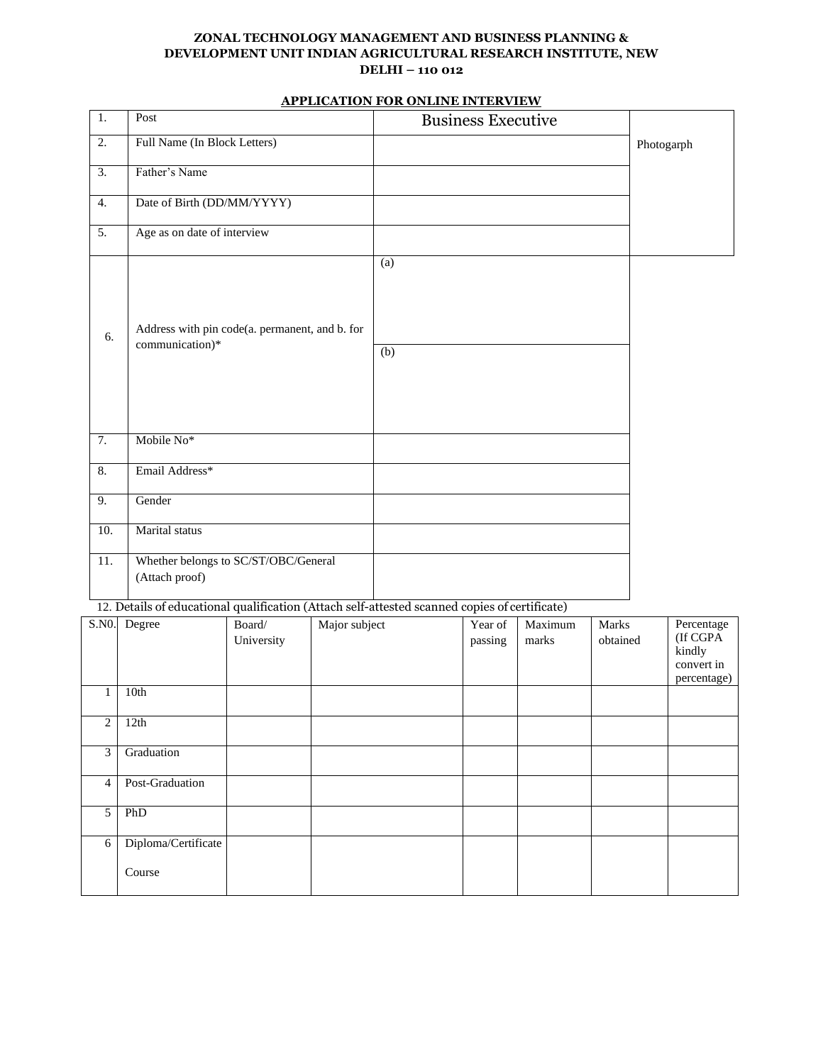**ZONAL TECHNOLOGY MANAGEMENT AND BUSINESS PLANNING & DEVELOPMENT UNIT INDIAN AGRICULTURAL RESEARCH INSTITUTE, NEW DELHI – 110 012**

**APPLICATION FOR ONLINE INTERVIEW**

| | | | |
|---|---|---|---|
| 1. | Post | Business Executive | Photogarph |
| 2. | Full Name (In Block Letters) | | |
| 3. | Father's Name | | |
| 4. | Date of Birth (DD/MM/YYYY) | | |
| 5. | Age as on date of interview | | |
| 6. | Address with pin code(a. permanent, and b. for communication)* | (a) | |
| | | (b) | |
| 7. | Mobile No* | | |
| 8. | Email Address* | | |
| 9. | Gender | | |
| 10. | Marital status | | |
| 11. | Whether belongs to SC/ST/OBC/General (Attach proof) | | |

12. Details of educational qualification (Attach self-attested scanned copies of certificate)

| S.N0. | Degree | Board/ University | Major subject | Year of passing | Maximum marks | Marks obtained | Percentage (If CGPA kindly convert in percentage) |
|---|---|---|---|---|---|---|---|
| 1 | 10th | | | | | | |
| 2 | 12th | | | | | | |
| 3 | Graduation | | | | | | |
| 4 | Post-Graduation | | | | | | |
| 5 | PhD | | | | | | |
| 6 | Diploma/Certificate Course | | | | | | |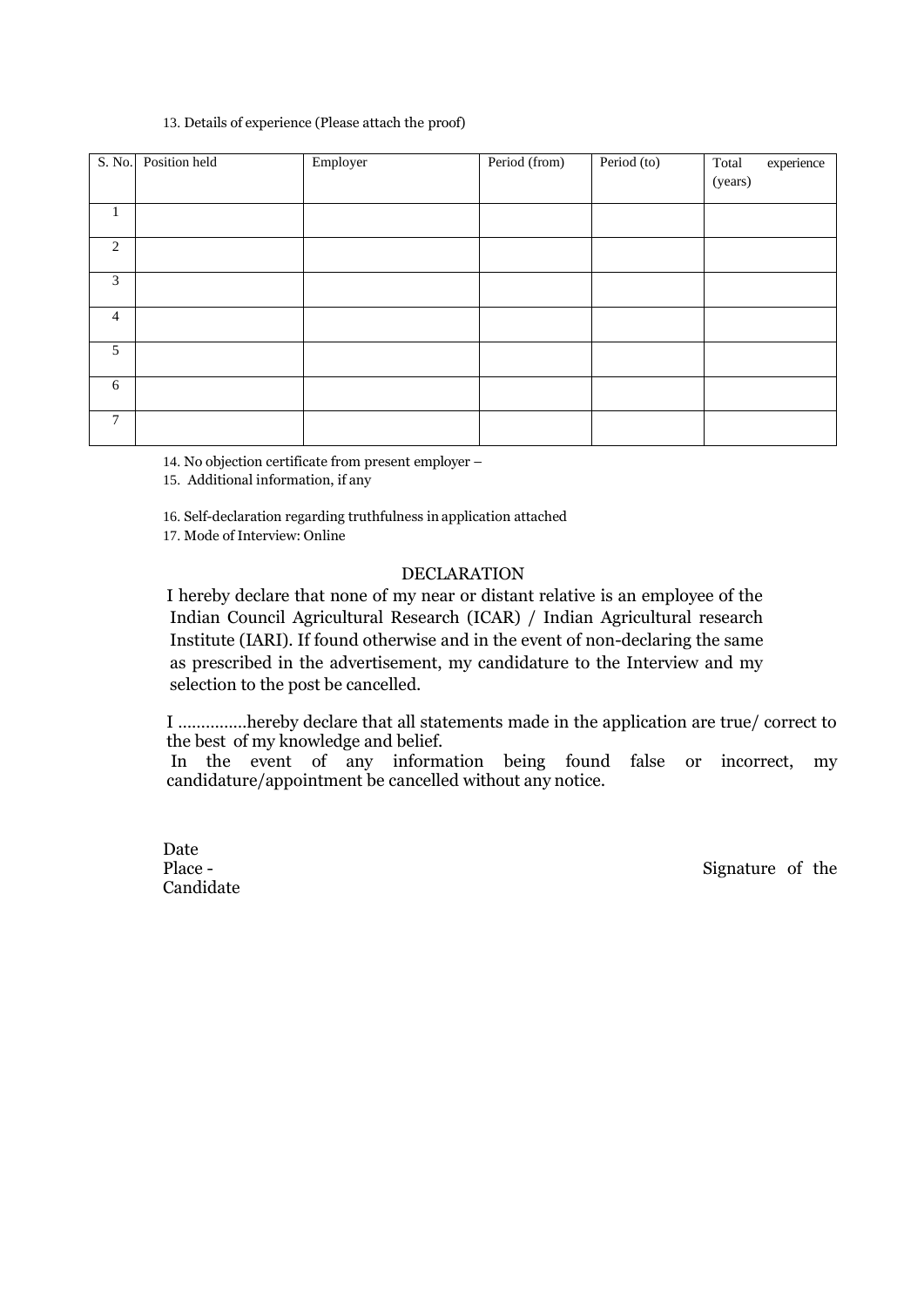13. Details of experience (Please attach the proof)

| S. No. | Position held | Employer | Period (from) | Period (to) | Total experience (years) |
|---|---|---|---|---|---|
| 1 | | | | | |
| 2 | | | | | |
| 3 | | | | | |
| 4 | | | | | |
| 5 | | | | | |
| 6 | | | | | |
| 7 | | | | | |

14. No objection certificate from present employer –

15. Additional information, if any

16. Self-declaration regarding truthfulness in application attached

17. Mode of Interview: Online

DECLARATION

I hereby declare that none of my near or distant relative is an employee of the Indian Council Agricultural Research (ICAR) / Indian Agricultural research Institute (IARI). If found otherwise and in the event of non-declaring the same as prescribed in the advertisement, my candidature to the Interview and my selection to the post be cancelled.

I ..............hereby declare that all statements made in the application are true/ correct to the best of my knowledge and belief.
In the event of any information being found false or incorrect, my candidature/appointment be cancelled without any notice.

Date
Place -
Signature of the Candidate